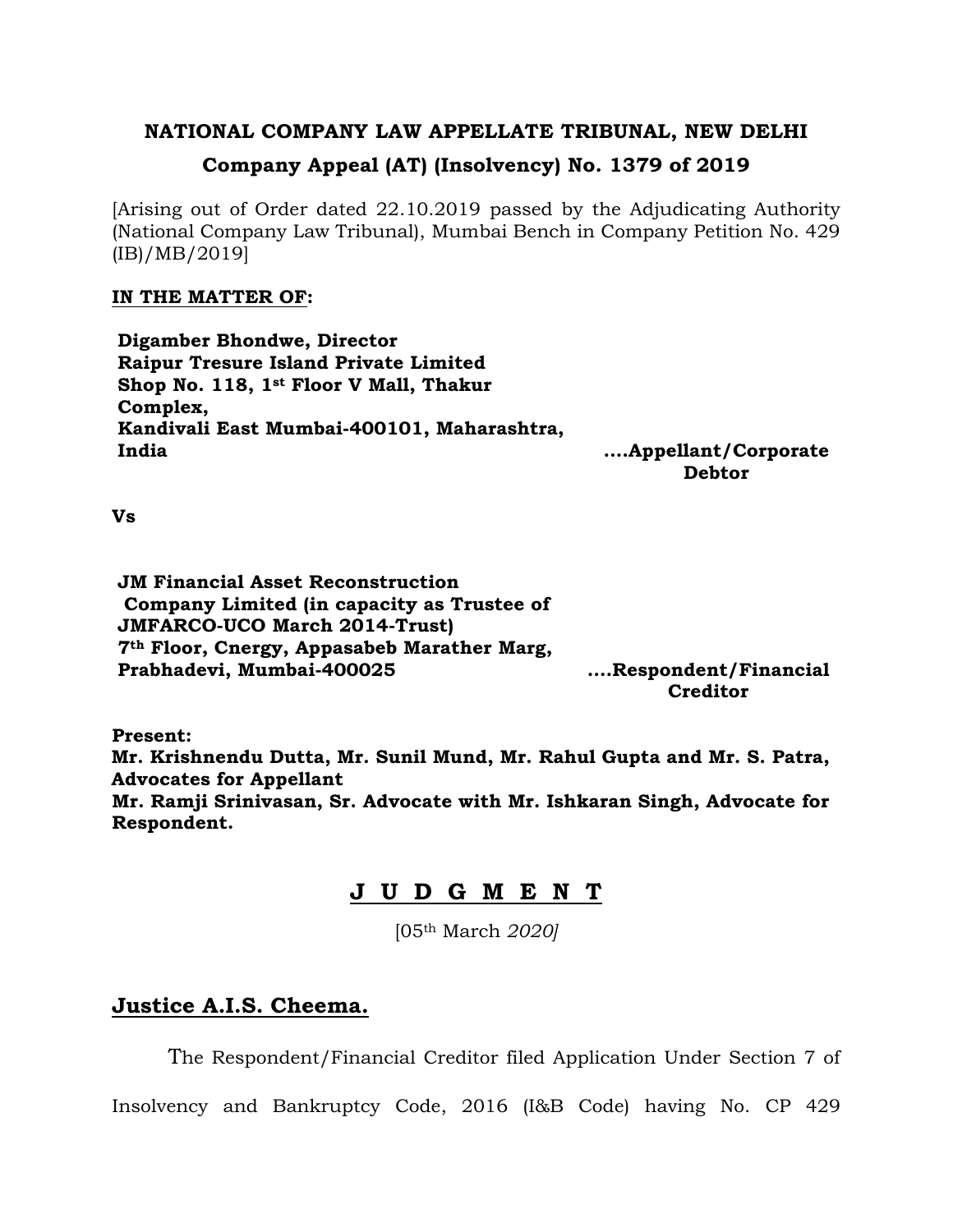**NATIONAL COMPANY LAW APPELLATE TRIBUNAL, NEW DELHI**

**Company Appeal (AT) (Insolvency) No. 1379 of 2019**

[Arising out of Order dated 22.10.2019 passed by the Adjudicating Authority (National Company Law Tribunal), Mumbai Bench in Company Petition No. 429 (IB)/MB/2019]

**<u>IN THE MATTER OF</u>:**

**Digamber Bhondwe, Director**
**Raipur Tresure Island Private Limited**
**Shop No. 118, 1st Floor V Mall, Thakur Complex,**
**Kandivali East Mumbai-400101, Maharashtra, India** **....Appellant/Corporate Debtor**

**Vs**

**JM Financial Asset Reconstruction Company Limited (in capacity as Trustee of JMFARCO-UCO March 2014-Trust)**
**7th Floor, Cnergy, Appasabeb Marather Marg, Prabhadevi, Mumbai-400025** **....Respondent/Financial Creditor**

**Present:**
**Mr. Krishnendu Dutta, Mr. Sunil Mund, Mr. Rahul Gupta and Mr. S. Patra, Advocates for Appellant**
**Mr. Ramji Srinivasan, Sr. Advocate with Mr. Ishkaran Singh, Advocate for Respondent.**

## J U D G M E N T

[05th March *2020]*

## Justice A.I.S. Cheema.

The Respondent/Financial Creditor filed Application Under Section 7 of Insolvency and Bankruptcy Code, 2016 (I&B Code) having No. CP 429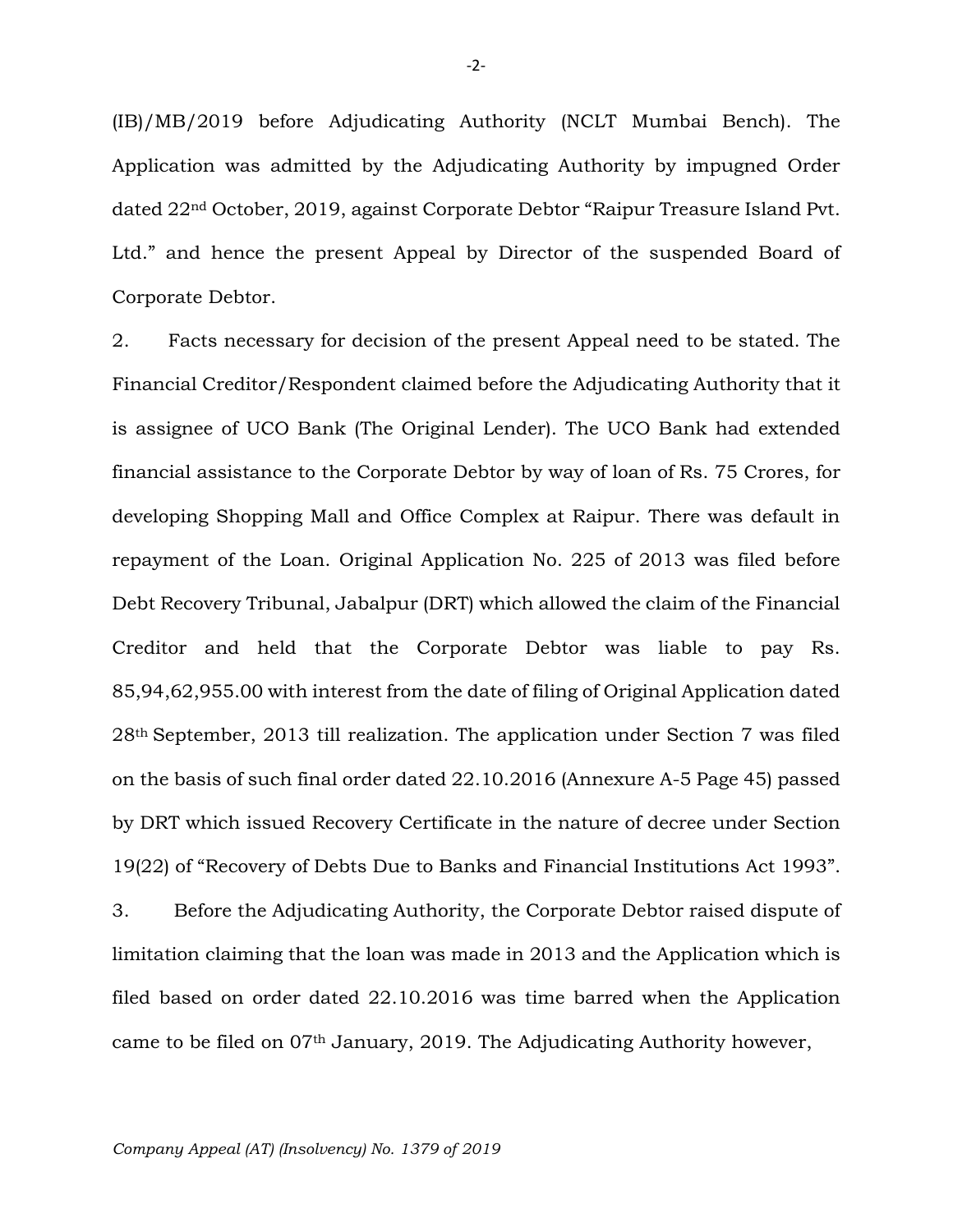(IB)/MB/2019 before Adjudicating Authority (NCLT Mumbai Bench). The Application was admitted by the Adjudicating Authority by impugned Order dated 22nd October, 2019, against Corporate Debtor "Raipur Treasure Island Pvt. Ltd." and hence the present Appeal by Director of the suspended Board of Corporate Debtor.

2. Facts necessary for decision of the present Appeal need to be stated. The Financial Creditor/Respondent claimed before the Adjudicating Authority that it is assignee of UCO Bank (The Original Lender). The UCO Bank had extended financial assistance to the Corporate Debtor by way of loan of Rs. 75 Crores, for developing Shopping Mall and Office Complex at Raipur. There was default in repayment of the Loan. Original Application No. 225 of 2013 was filed before Debt Recovery Tribunal, Jabalpur (DRT) which allowed the claim of the Financial Creditor and held that the Corporate Debtor was liable to pay Rs. 85,94,62,955.00 with interest from the date of filing of Original Application dated 28th September, 2013 till realization. The application under Section 7 was filed on the basis of such final order dated 22.10.2016 (Annexure A-5 Page 45) passed by DRT which issued Recovery Certificate in the nature of decree under Section 19(22) of "Recovery of Debts Due to Banks and Financial Institutions Act 1993".

3. Before the Adjudicating Authority, the Corporate Debtor raised dispute of limitation claiming that the loan was made in 2013 and the Application which is filed based on order dated 22.10.2016 was time barred when the Application came to be filed on 07th January, 2019. The Adjudicating Authority however,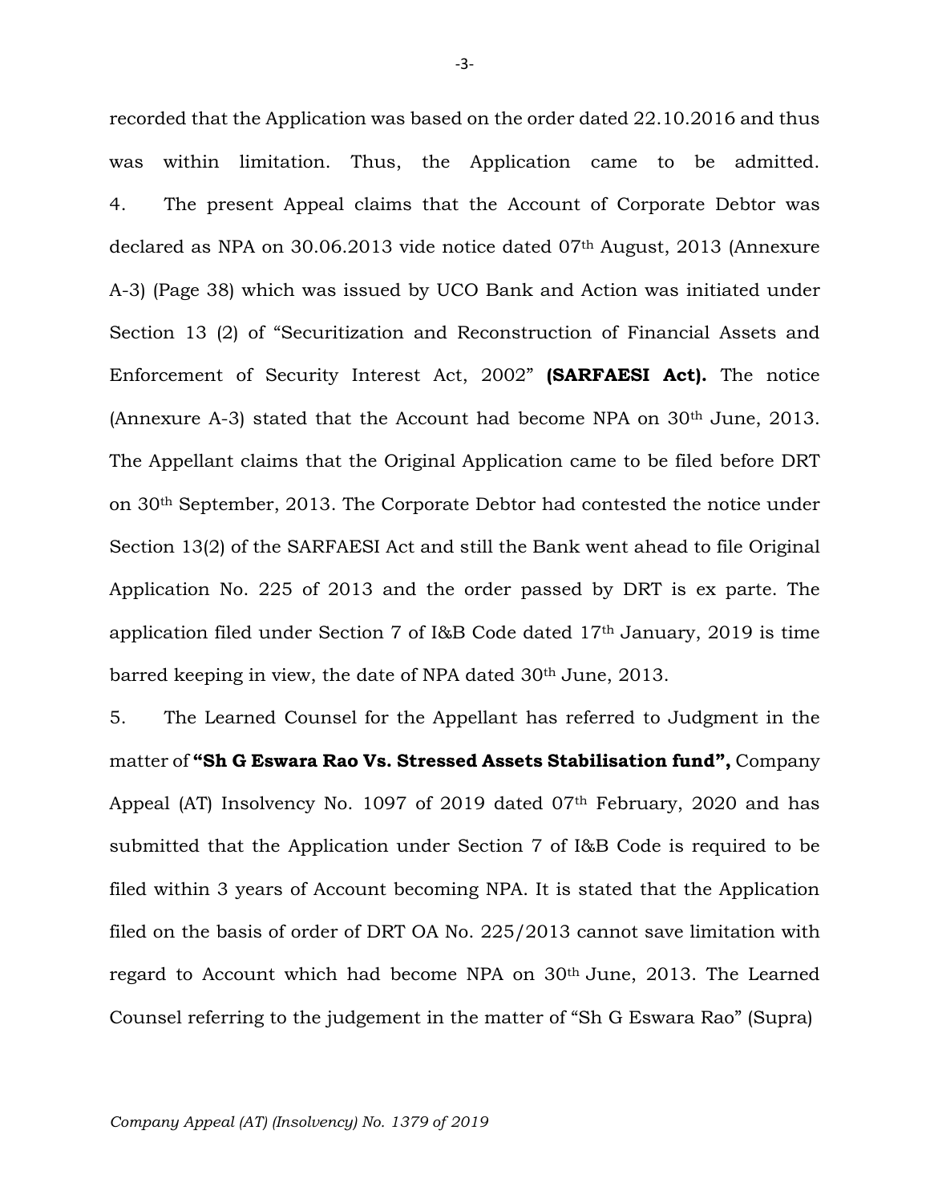recorded that the Application was based on the order dated 22.10.2016 and thus was within limitation. Thus, the Application came to be admitted.

4. The present Appeal claims that the Account of Corporate Debtor was declared as NPA on 30.06.2013 vide notice dated 07th August, 2013 (Annexure A-3) (Page 38) which was issued by UCO Bank and Action was initiated under Section 13 (2) of "Securitization and Reconstruction of Financial Assets and Enforcement of Security Interest Act, 2002" **(SARFAESI Act).** The notice (Annexure A-3) stated that the Account had become NPA on 30th June, 2013. The Appellant claims that the Original Application came to be filed before DRT on 30th September, 2013. The Corporate Debtor had contested the notice under Section 13(2) of the SARFAESI Act and still the Bank went ahead to file Original Application No. 225 of 2013 and the order passed by DRT is ex parte. The application filed under Section 7 of I&B Code dated 17th January, 2019 is time barred keeping in view, the date of NPA dated 30th June, 2013.

5. The Learned Counsel for the Appellant has referred to Judgment in the matter of **"Sh G Eswara Rao Vs. Stressed Assets Stabilisation fund",** Company Appeal (AT) Insolvency No. 1097 of 2019 dated 07th February, 2020 and has submitted that the Application under Section 7 of I&B Code is required to be filed within 3 years of Account becoming NPA. It is stated that the Application filed on the basis of order of DRT OA No. 225/2013 cannot save limitation with regard to Account which had become NPA on 30th June, 2013. The Learned Counsel referring to the judgement in the matter of "Sh G Eswara Rao" (Supra)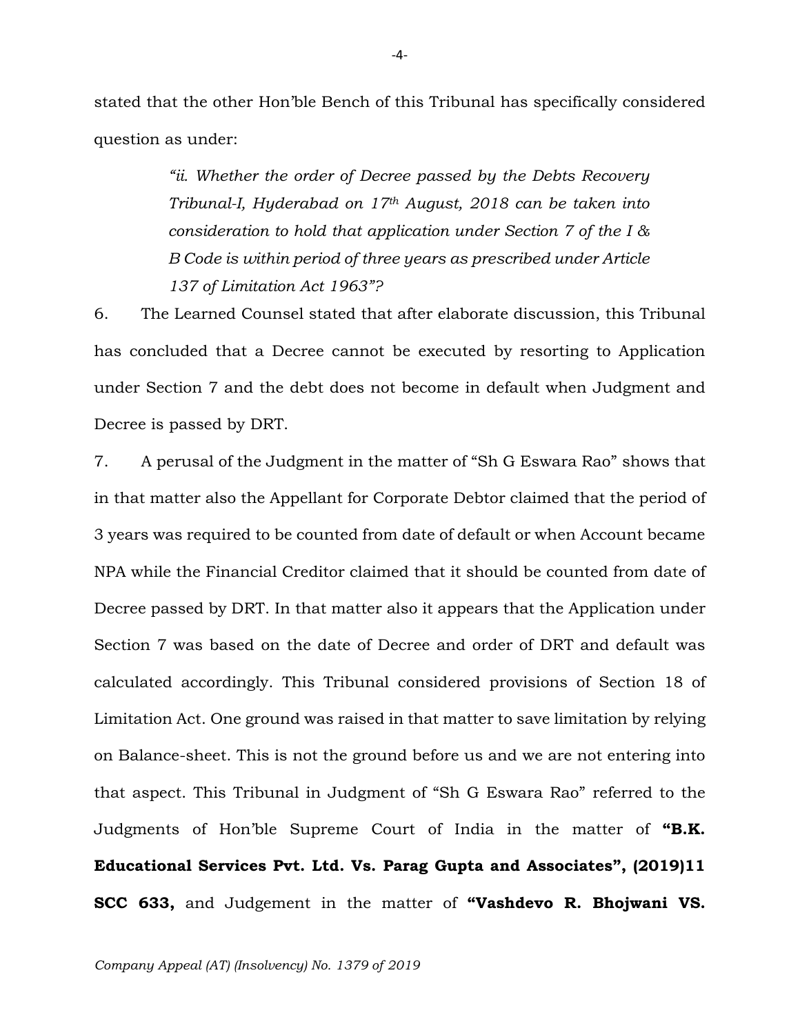stated that the other Hon'ble Bench of this Tribunal has specifically considered question as under:

> *"ii. Whether the order of Decree passed by the Debts Recovery Tribunal-I, Hyderabad on 17th August, 2018 can be taken into consideration to hold that application under Section 7 of the I & B Code is within period of three years as prescribed under Article 137 of Limitation Act 1963"?*

6. The Learned Counsel stated that after elaborate discussion, this Tribunal has concluded that a Decree cannot be executed by resorting to Application under Section 7 and the debt does not become in default when Judgment and Decree is passed by DRT.

7. A perusal of the Judgment in the matter of "Sh G Eswara Rao" shows that in that matter also the Appellant for Corporate Debtor claimed that the period of 3 years was required to be counted from date of default or when Account became NPA while the Financial Creditor claimed that it should be counted from date of Decree passed by DRT. In that matter also it appears that the Application under Section 7 was based on the date of Decree and order of DRT and default was calculated accordingly. This Tribunal considered provisions of Section 18 of Limitation Act. One ground was raised in that matter to save limitation by relying on Balance-sheet. This is not the ground before us and we are not entering into that aspect. This Tribunal in Judgment of "Sh G Eswara Rao" referred to the Judgments of Hon'ble Supreme Court of India in the matter of **"B.K. Educational Services Pvt. Ltd. Vs. Parag Gupta and Associates", (2019)11 SCC 633,** and Judgement in the matter of **"Vashdevo R. Bhojwani VS.**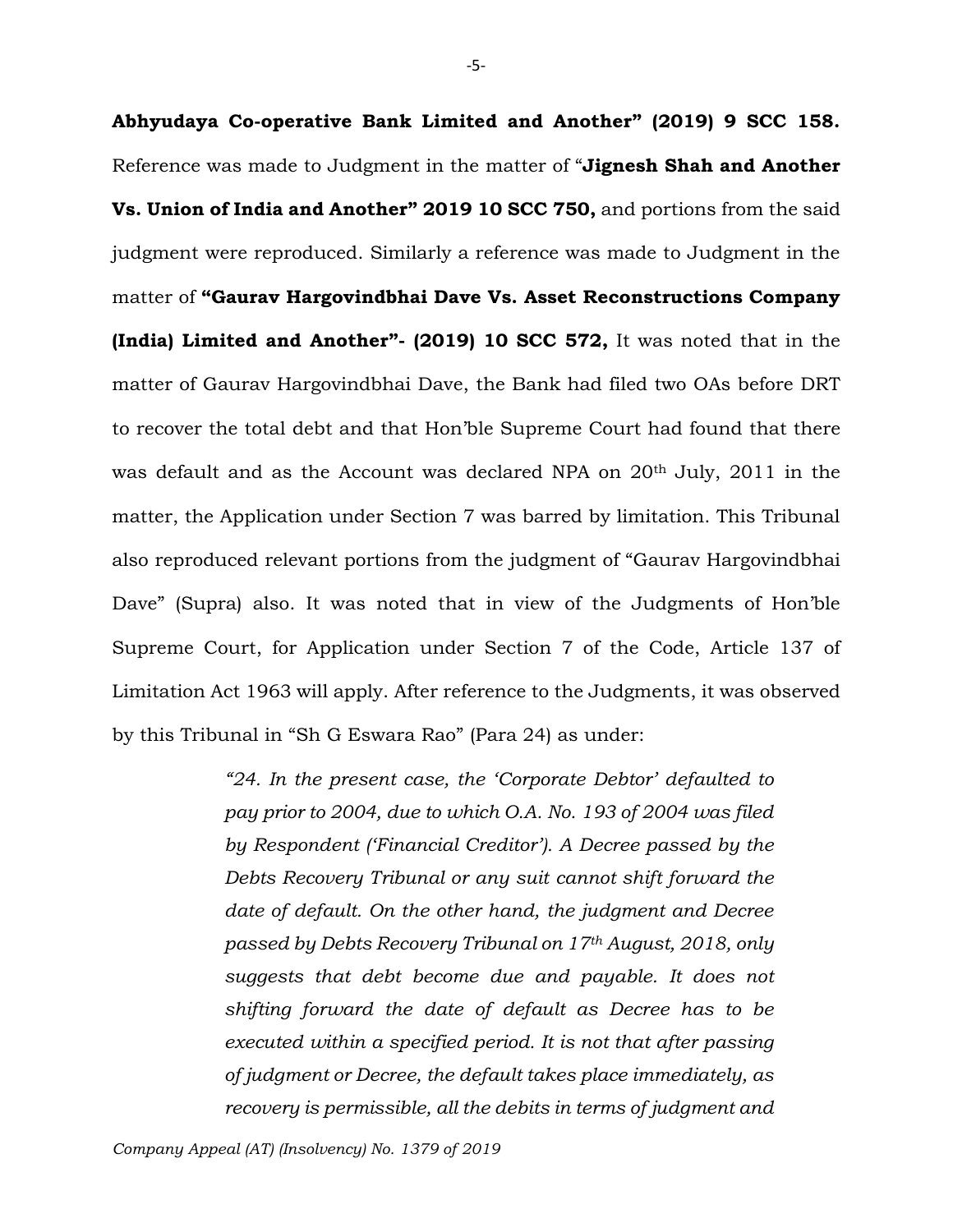**Abhyudaya Co-operative Bank Limited and Another" (2019) 9 SCC 158.** Reference was made to Judgment in the matter of "**Jignesh Shah and Another Vs. Union of India and Another" 2019 10 SCC 750,** and portions from the said judgment were reproduced. Similarly a reference was made to Judgment in the matter of **"Gaurav Hargovindbhai Dave Vs. Asset Reconstructions Company (India) Limited and Another"- (2019) 10 SCC 572,** It was noted that in the matter of Gaurav Hargovindbhai Dave, the Bank had filed two OAs before DRT to recover the total debt and that Hon'ble Supreme Court had found that there was default and as the Account was declared NPA on 20th July, 2011 in the matter, the Application under Section 7 was barred by limitation. This Tribunal also reproduced relevant portions from the judgment of "Gaurav Hargovindbhai Dave" (Supra) also. It was noted that in view of the Judgments of Hon'ble Supreme Court, for Application under Section 7 of the Code, Article 137 of Limitation Act 1963 will apply. After reference to the Judgments, it was observed by this Tribunal in "Sh G Eswara Rao" (Para 24) as under:

> *"24. In the present case, the 'Corporate Debtor' defaulted to pay prior to 2004, due to which O.A. No. 193 of 2004 was filed by Respondent ('Financial Creditor'). A Decree passed by the Debts Recovery Tribunal or any suit cannot shift forward the date of default. On the other hand, the judgment and Decree passed by Debts Recovery Tribunal on 17th August, 2018, only suggests that debt become due and payable. It does not shifting forward the date of default as Decree has to be executed within a specified period. It is not that after passing of judgment or Decree, the default takes place immediately, as recovery is permissible, all the debits in terms of judgment and*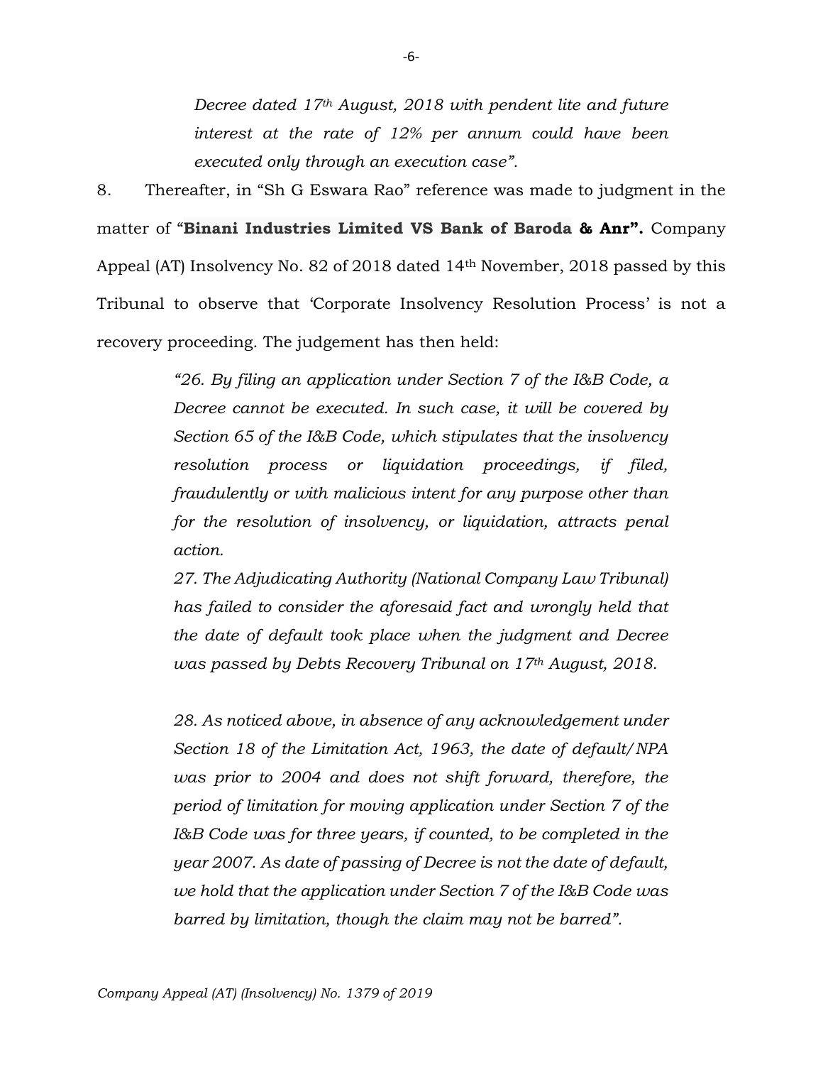*Decree dated 17th August, 2018 with pendent lite and future interest at the rate of 12% per annum could have been executed only through an execution case".*

8. Thereafter, in "Sh G Eswara Rao" reference was made to judgment in the matter of "**Binani Industries Limited VS Bank of Baroda & Anr".** Company Appeal (AT) Insolvency No. 82 of 2018 dated 14th November, 2018 passed by this Tribunal to observe that 'Corporate Insolvency Resolution Process' is not a recovery proceeding. The judgement has then held:

> *"26. By filing an application under Section 7 of the I&B Code, a Decree cannot be executed. In such case, it will be covered by Section 65 of the I&B Code, which stipulates that the insolvency resolution process or liquidation proceedings, if filed, fraudulently or with malicious intent for any purpose other than for the resolution of insolvency, or liquidation, attracts penal action.*
>
> *27. The Adjudicating Authority (National Company Law Tribunal) has failed to consider the aforesaid fact and wrongly held that the date of default took place when the judgment and Decree was passed by Debts Recovery Tribunal on 17th August, 2018.*
>
> *28. As noticed above, in absence of any acknowledgement under Section 18 of the Limitation Act, 1963, the date of default/NPA was prior to 2004 and does not shift forward, therefore, the period of limitation for moving application under Section 7 of the I&B Code was for three years, if counted, to be completed in the year 2007. As date of passing of Decree is not the date of default, we hold that the application under Section 7 of the I&B Code was barred by limitation, though the claim may not be barred".*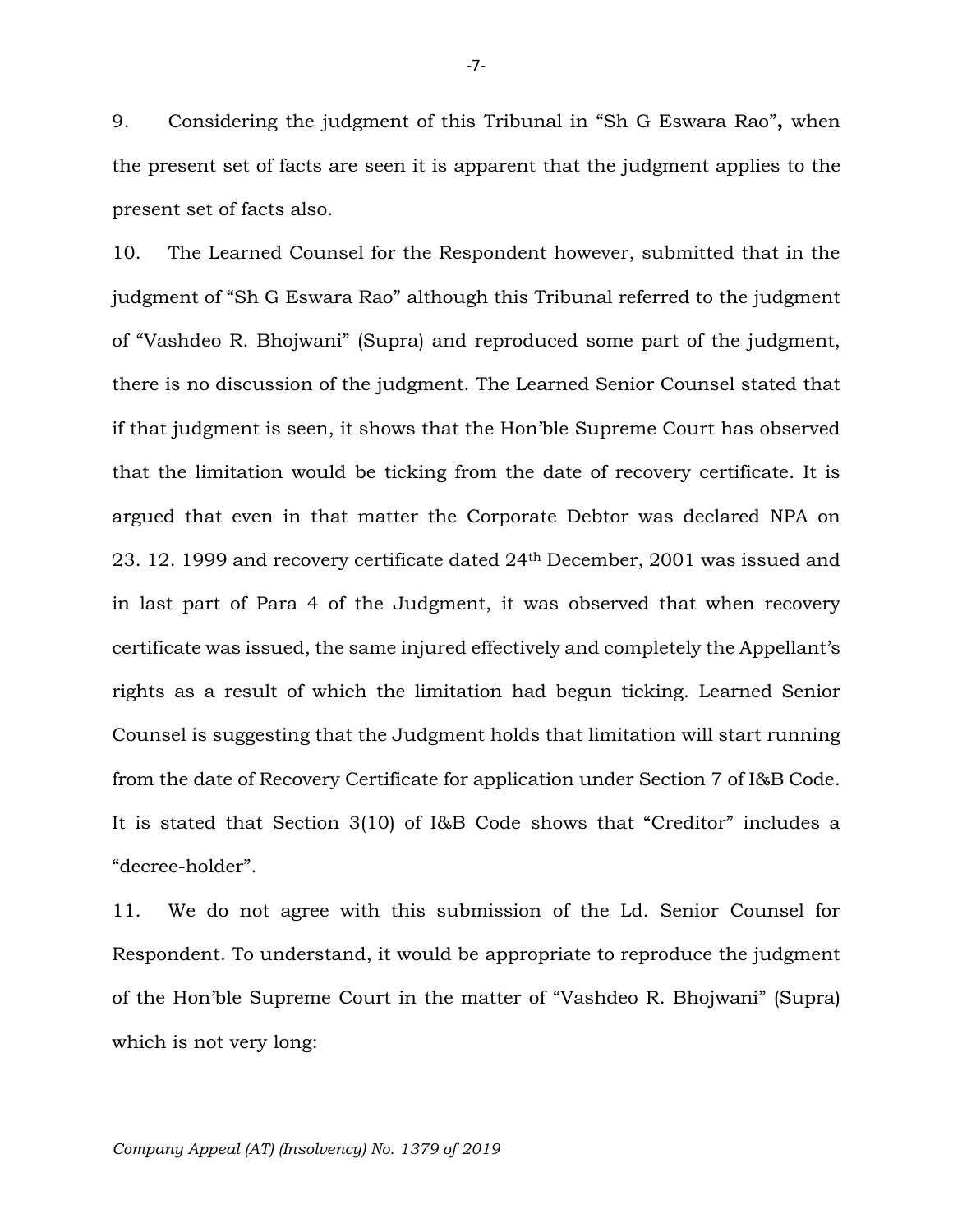9. Considering the judgment of this Tribunal in "Sh G Eswara Rao"**,** when the present set of facts are seen it is apparent that the judgment applies to the present set of facts also.

10. The Learned Counsel for the Respondent however, submitted that in the judgment of "Sh G Eswara Rao" although this Tribunal referred to the judgment of "Vashdeo R. Bhojwani" (Supra) and reproduced some part of the judgment, there is no discussion of the judgment. The Learned Senior Counsel stated that if that judgment is seen, it shows that the Hon'ble Supreme Court has observed that the limitation would be ticking from the date of recovery certificate. It is argued that even in that matter the Corporate Debtor was declared NPA on 23. 12. 1999 and recovery certificate dated 24th December, 2001 was issued and in last part of Para 4 of the Judgment, it was observed that when recovery certificate was issued, the same injured effectively and completely the Appellant's rights as a result of which the limitation had begun ticking. Learned Senior Counsel is suggesting that the Judgment holds that limitation will start running from the date of Recovery Certificate for application under Section 7 of I&B Code. It is stated that Section 3(10) of I&B Code shows that "Creditor" includes a "decree-holder".

11. We do not agree with this submission of the Ld. Senior Counsel for Respondent. To understand, it would be appropriate to reproduce the judgment of the Hon'ble Supreme Court in the matter of "Vashdeo R. Bhojwani" (Supra) which is not very long: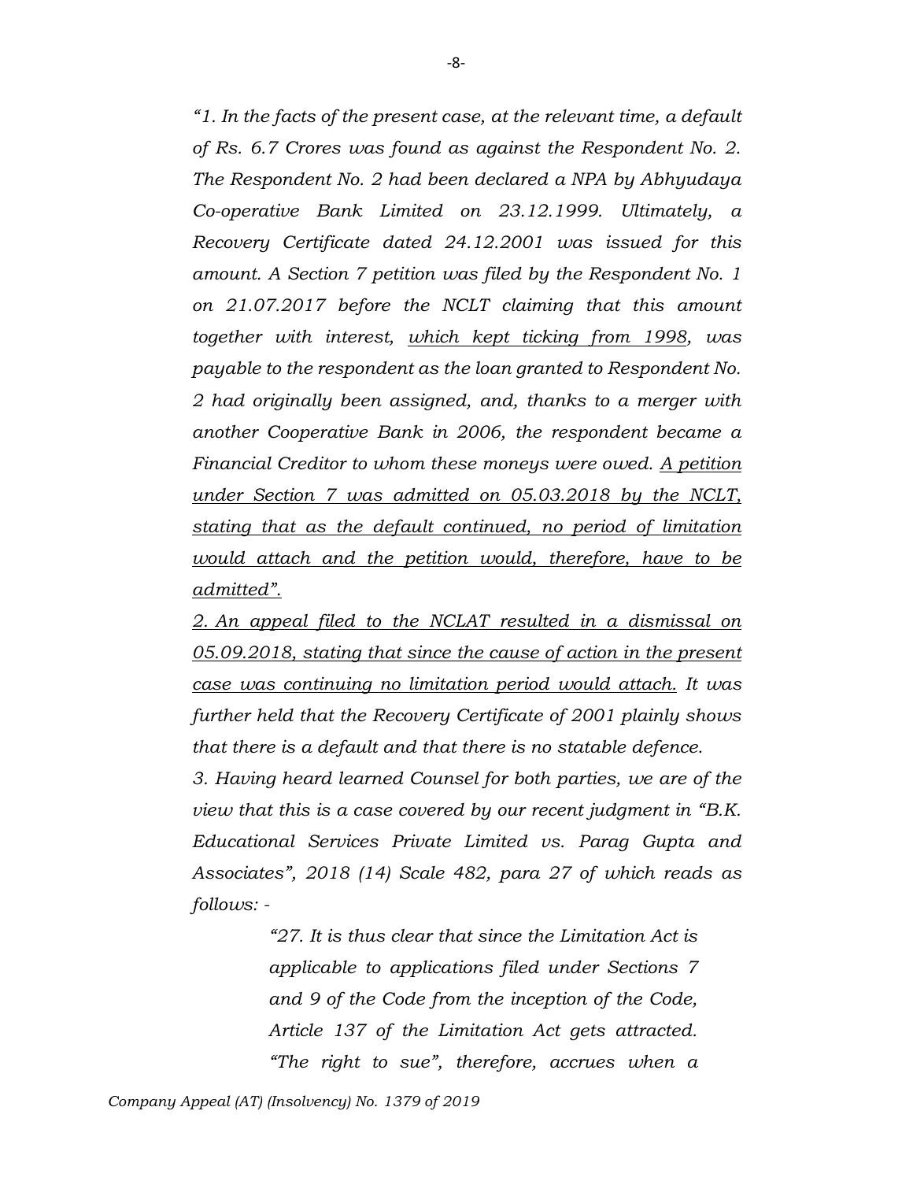*"1. In the facts of the present case, at the relevant time, a default of Rs. 6.7 Crores was found as against the Respondent No. 2. The Respondent No. 2 had been declared a NPA by Abhyudaya Co-operative Bank Limited on 23.12.1999. Ultimately, a Recovery Certificate dated 24.12.2001 was issued for this amount. A Section 7 petition was filed by the Respondent No. 1 on 21.07.2017 before the NCLT claiming that this amount together with interest, <u>which kept ticking from 1998</u>, was payable to the respondent as the loan granted to Respondent No. 2 had originally been assigned, and, thanks to a merger with another Cooperative Bank in 2006, the respondent became a Financial Creditor to whom these moneys were owed. <u>A petition under Section 7 was admitted on 05.03.2018 by the NCLT, stating that as the default continued, no period of limitation would attach and the petition would, therefore, have to be admitted".</u>*

*<u>2. An appeal filed to the NCLAT resulted in a dismissal on 05.09.2018, stating that since the cause of action in the present case was continuing no limitation period would attach.</u> It was further held that the Recovery Certificate of 2001 plainly shows that there is a default and that there is no statable defence.*

*3. Having heard learned Counsel for both parties, we are of the view that this is a case covered by our recent judgment in "B.K. Educational Services Private Limited vs. Parag Gupta and Associates", 2018 (14) Scale 482, para 27 of which reads as follows: -*

> *"27. It is thus clear that since the Limitation Act is applicable to applications filed under Sections 7 and 9 of the Code from the inception of the Code, Article 137 of the Limitation Act gets attracted. "The right to sue", therefore, accrues when a*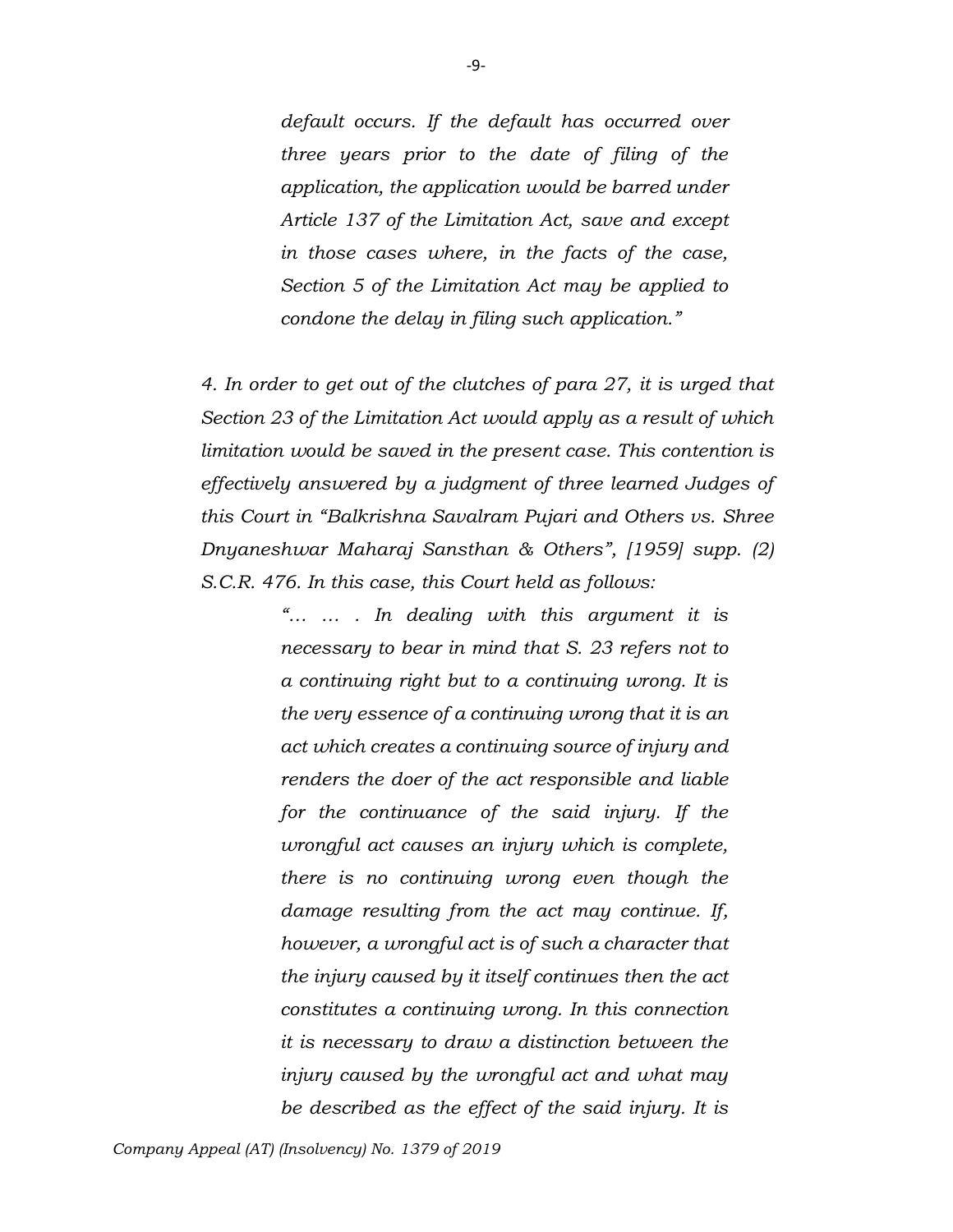*default occurs. If the default has occurred over three years prior to the date of filing of the application, the application would be barred under Article 137 of the Limitation Act, save and except in those cases where, in the facts of the case, Section 5 of the Limitation Act may be applied to condone the delay in filing such application."*

*4. In order to get out of the clutches of para 27, it is urged that Section 23 of the Limitation Act would apply as a result of which limitation would be saved in the present case. This contention is effectively answered by a judgment of three learned Judges of this Court in "Balkrishna Savalram Pujari and Others vs. Shree Dnyaneshwar Maharaj Sansthan & Others", [1959] supp. (2) S.C.R. 476. In this case, this Court held as follows:*

> *"… … . In dealing with this argument it is necessary to bear in mind that S. 23 refers not to a continuing right but to a continuing wrong. It is the very essence of a continuing wrong that it is an act which creates a continuing source of injury and renders the doer of the act responsible and liable for the continuance of the said injury. If the wrongful act causes an injury which is complete, there is no continuing wrong even though the damage resulting from the act may continue. If, however, a wrongful act is of such a character that the injury caused by it itself continues then the act constitutes a continuing wrong. In this connection it is necessary to draw a distinction between the injury caused by the wrongful act and what may be described as the effect of the said injury. It is*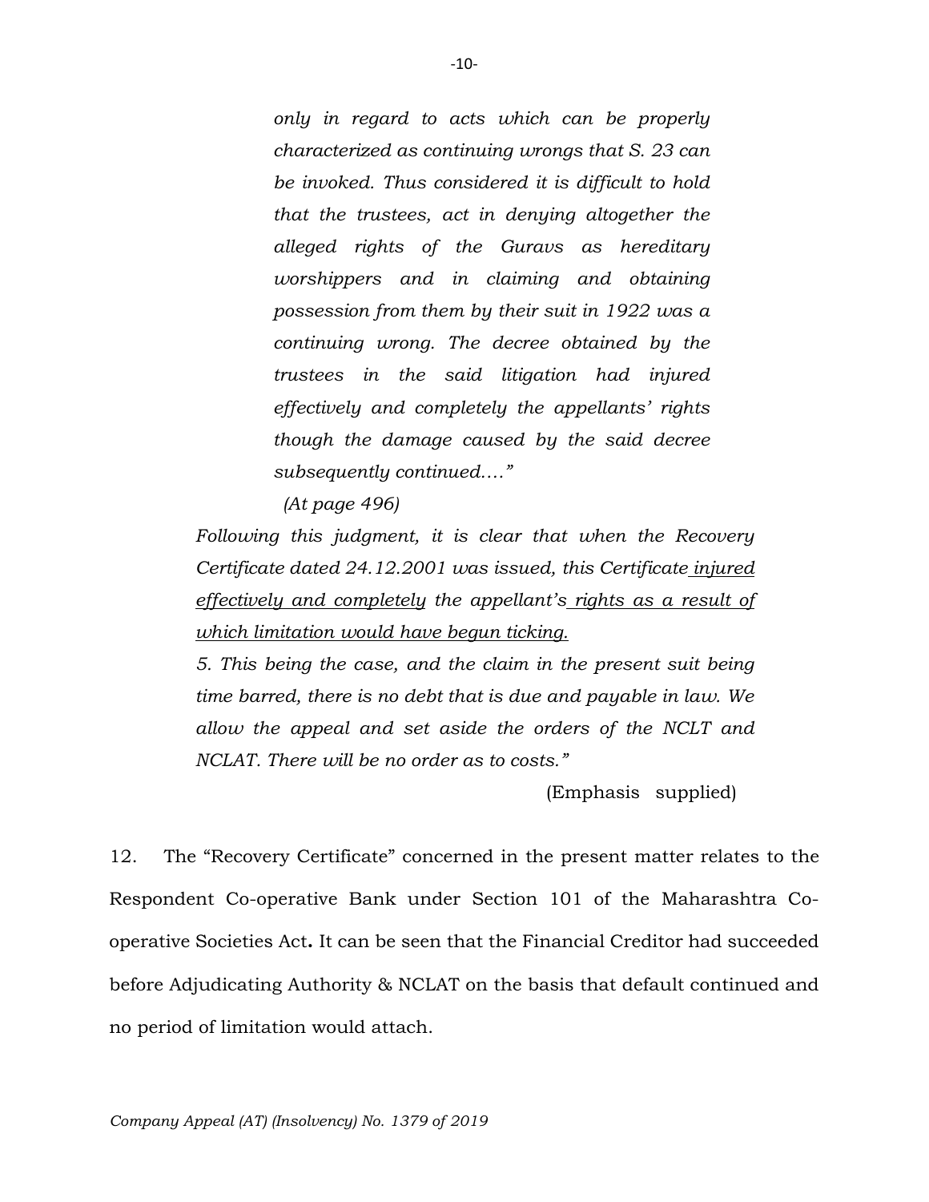> *only in regard to acts which can be properly characterized as continuing wrongs that S. 23 can be invoked. Thus considered it is difficult to hold that the trustees, act in denying altogether the alleged rights of the Guravs as hereditary worshippers and in claiming and obtaining possession from them by their suit in 1922 was a continuing wrong. The decree obtained by the trustees in the said litigation had injured effectively and completely the appellants' rights though the damage caused by the said decree subsequently continued...."*
>
> *(At page 496)*

*Following this judgment, it is clear that when the Recovery Certificate dated 24.12.2001 was issued, this Certificate <u>injured effectively and completely</u> the appellant's <u>rights as a result of which limitation would have begun ticking.</u>*

*5. This being the case, and the claim in the present suit being time barred, there is no debt that is due and payable in law. We allow the appeal and set aside the orders of the NCLT and NCLAT. There will be no order as to costs."*

(Emphasis supplied)

12. The "Recovery Certificate" concerned in the present matter relates to the Respondent Co-operative Bank under Section 101 of the Maharashtra Co-operative Societies Act**.** It can be seen that the Financial Creditor had succeeded before Adjudicating Authority & NCLAT on the basis that default continued and no period of limitation would attach.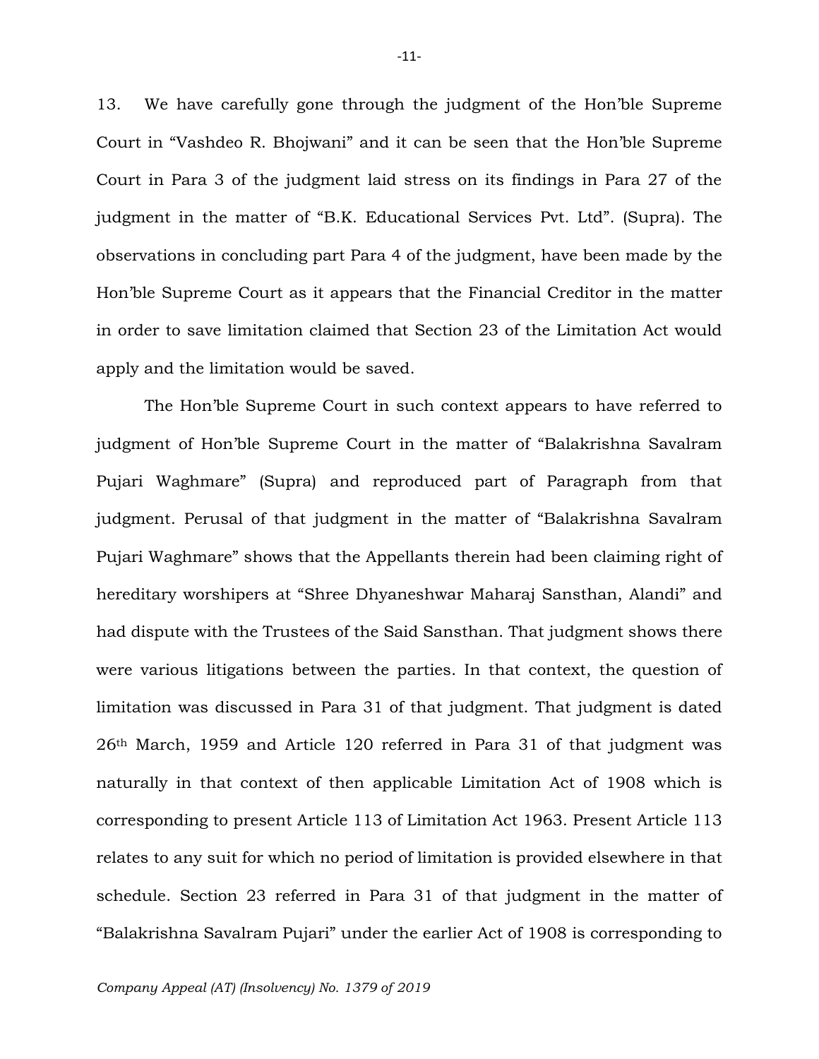13. We have carefully gone through the judgment of the Hon'ble Supreme Court in "Vashdeo R. Bhojwani" and it can be seen that the Hon'ble Supreme Court in Para 3 of the judgment laid stress on its findings in Para 27 of the judgment in the matter of "B.K. Educational Services Pvt. Ltd". (Supra). The observations in concluding part Para 4 of the judgment, have been made by the Hon'ble Supreme Court as it appears that the Financial Creditor in the matter in order to save limitation claimed that Section 23 of the Limitation Act would apply and the limitation would be saved.

The Hon'ble Supreme Court in such context appears to have referred to judgment of Hon'ble Supreme Court in the matter of "Balakrishna Savalram Pujari Waghmare" (Supra) and reproduced part of Paragraph from that judgment. Perusal of that judgment in the matter of "Balakrishna Savalram Pujari Waghmare" shows that the Appellants therein had been claiming right of hereditary worshipers at "Shree Dhyaneshwar Maharaj Sansthan, Alandi" and had dispute with the Trustees of the Said Sansthan. That judgment shows there were various litigations between the parties. In that context, the question of limitation was discussed in Para 31 of that judgment. That judgment is dated 26th March, 1959 and Article 120 referred in Para 31 of that judgment was naturally in that context of then applicable Limitation Act of 1908 which is corresponding to present Article 113 of Limitation Act 1963. Present Article 113 relates to any suit for which no period of limitation is provided elsewhere in that schedule. Section 23 referred in Para 31 of that judgment in the matter of "Balakrishna Savalram Pujari" under the earlier Act of 1908 is corresponding to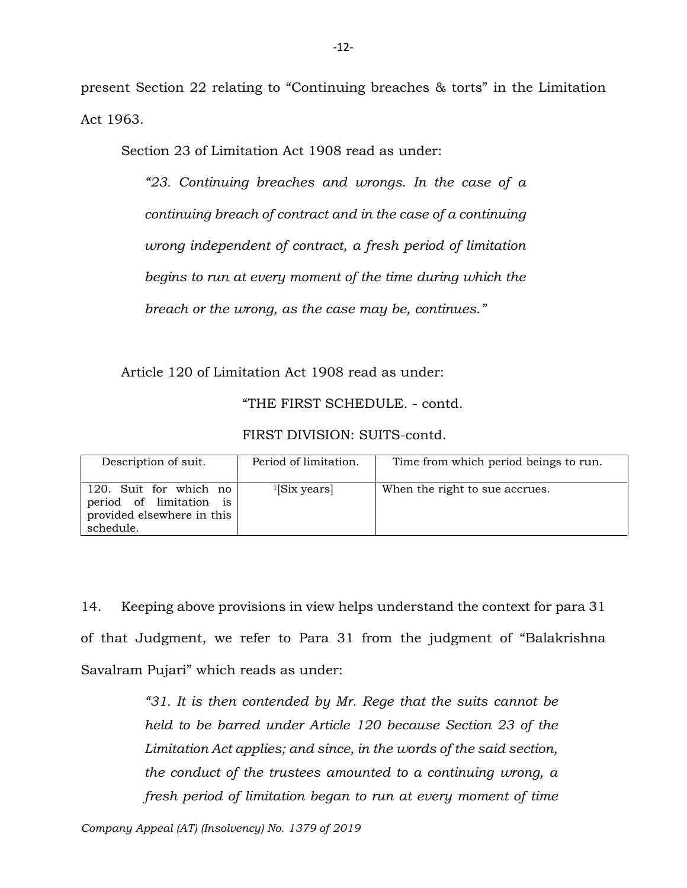present Section 22 relating to "Continuing breaches & torts" in the Limitation Act 1963.

Section 23 of Limitation Act 1908 read as under:

> *"23. Continuing breaches and wrongs. In the case of a continuing breach of contract and in the case of a continuing wrong independent of contract, a fresh period of limitation begins to run at every moment of the time during which the breach or the wrong, as the case may be, continues."*

Article 120 of Limitation Act 1908 read as under:

"THE FIRST SCHEDULE. - contd.

FIRST DIVISION: SUITS-contd.

| Description of suit. | Period of limitation. | Time from which period beings to run. |
|---|---|---|
| 120. Suit for which no period of limitation is provided elsewhere in this schedule. | [1][Six years] | When the right to sue accrues. |

14. Keeping above provisions in view helps understand the context for para 31 of that Judgment, we refer to Para 31 from the judgment of "Balakrishna Savalram Pujari" which reads as under:

> *"31. It is then contended by Mr. Rege that the suits cannot be held to be barred under Article 120 because Section 23 of the Limitation Act applies; and since, in the words of the said section, the conduct of the trustees amounted to a continuing wrong, a fresh period of limitation began to run at every moment of time*

*Company Appeal (AT) (Insolvency) No. 1379 of 2019*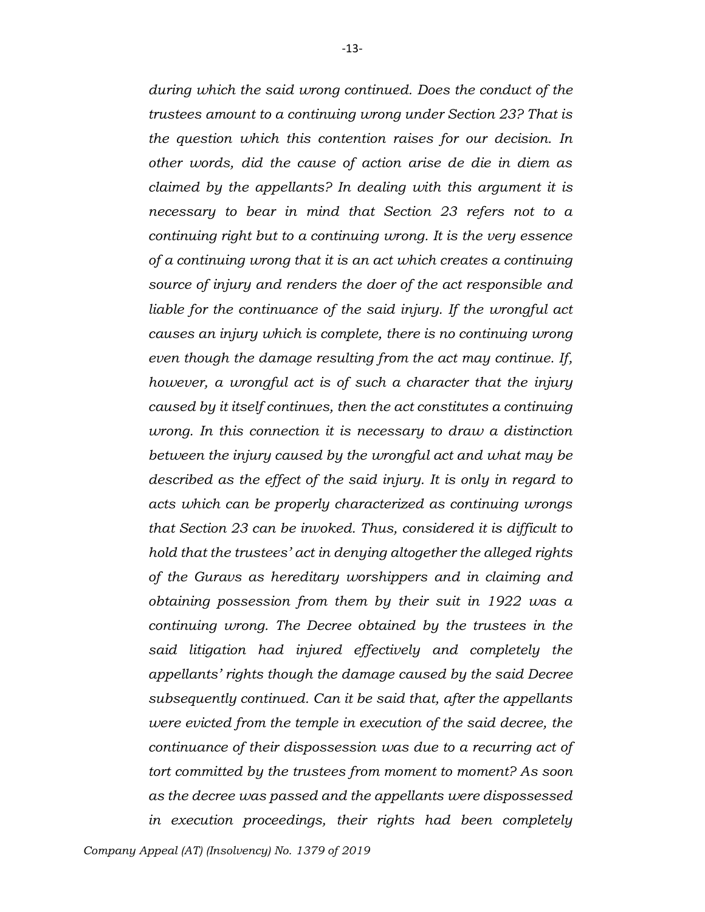*during which the said wrong continued. Does the conduct of the trustees amount to a continuing wrong under Section 23? That is the question which this contention raises for our decision. In other words, did the cause of action arise de die in diem as claimed by the appellants? In dealing with this argument it is necessary to bear in mind that Section 23 refers not to a continuing right but to a continuing wrong. It is the very essence of a continuing wrong that it is an act which creates a continuing source of injury and renders the doer of the act responsible and liable for the continuance of the said injury. If the wrongful act causes an injury which is complete, there is no continuing wrong even though the damage resulting from the act may continue. If, however, a wrongful act is of such a character that the injury caused by it itself continues, then the act constitutes a continuing wrong. In this connection it is necessary to draw a distinction between the injury caused by the wrongful act and what may be described as the effect of the said injury. It is only in regard to acts which can be properly characterized as continuing wrongs that Section 23 can be invoked. Thus, considered it is difficult to hold that the trustees' act in denying altogether the alleged rights of the Guravs as hereditary worshippers and in claiming and obtaining possession from them by their suit in 1922 was a continuing wrong. The Decree obtained by the trustees in the said litigation had injured effectively and completely the appellants' rights though the damage caused by the said Decree subsequently continued. Can it be said that, after the appellants were evicted from the temple in execution of the said decree, the continuance of their dispossession was due to a recurring act of tort committed by the trustees from moment to moment? As soon as the decree was passed and the appellants were dispossessed in execution proceedings, their rights had been completely*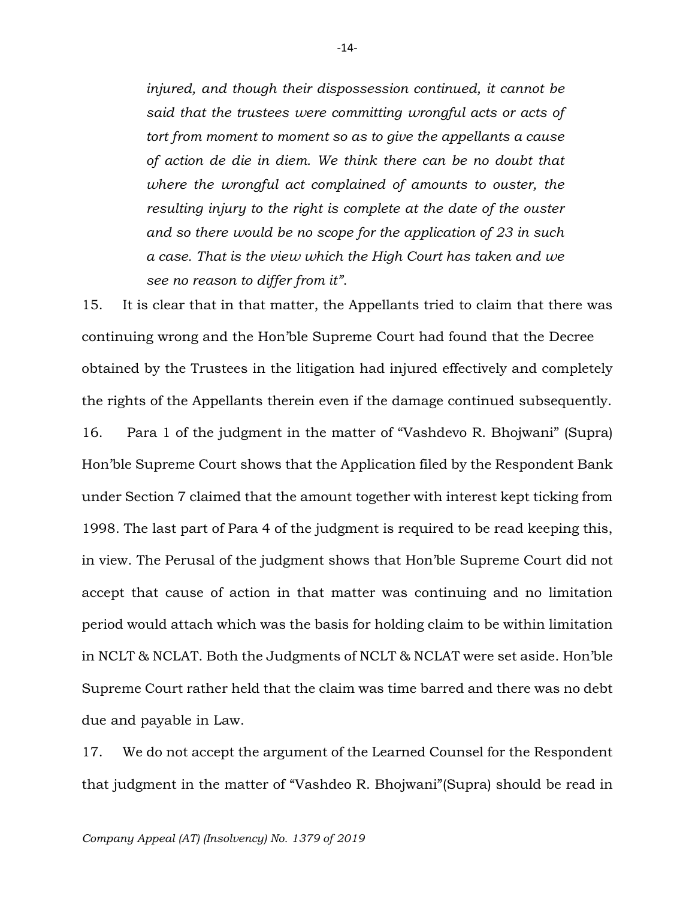*injured, and though their dispossession continued, it cannot be said that the trustees were committing wrongful acts or acts of tort from moment to moment so as to give the appellants a cause of action de die in diem. We think there can be no doubt that where the wrongful act complained of amounts to ouster, the resulting injury to the right is complete at the date of the ouster and so there would be no scope for the application of 23 in such a case. That is the view which the High Court has taken and we see no reason to differ from it".*

15. It is clear that in that matter, the Appellants tried to claim that there was continuing wrong and the Hon'ble Supreme Court had found that the Decree obtained by the Trustees in the litigation had injured effectively and completely the rights of the Appellants therein even if the damage continued subsequently.

16. Para 1 of the judgment in the matter of "Vashdevo R. Bhojwani" (Supra) Hon'ble Supreme Court shows that the Application filed by the Respondent Bank under Section 7 claimed that the amount together with interest kept ticking from 1998. The last part of Para 4 of the judgment is required to be read keeping this, in view. The Perusal of the judgment shows that Hon'ble Supreme Court did not accept that cause of action in that matter was continuing and no limitation period would attach which was the basis for holding claim to be within limitation in NCLT & NCLAT. Both the Judgments of NCLT & NCLAT were set aside. Hon'ble Supreme Court rather held that the claim was time barred and there was no debt due and payable in Law.

17. We do not accept the argument of the Learned Counsel for the Respondent that judgment in the matter of "Vashdeo R. Bhojwani"(Supra) should be read in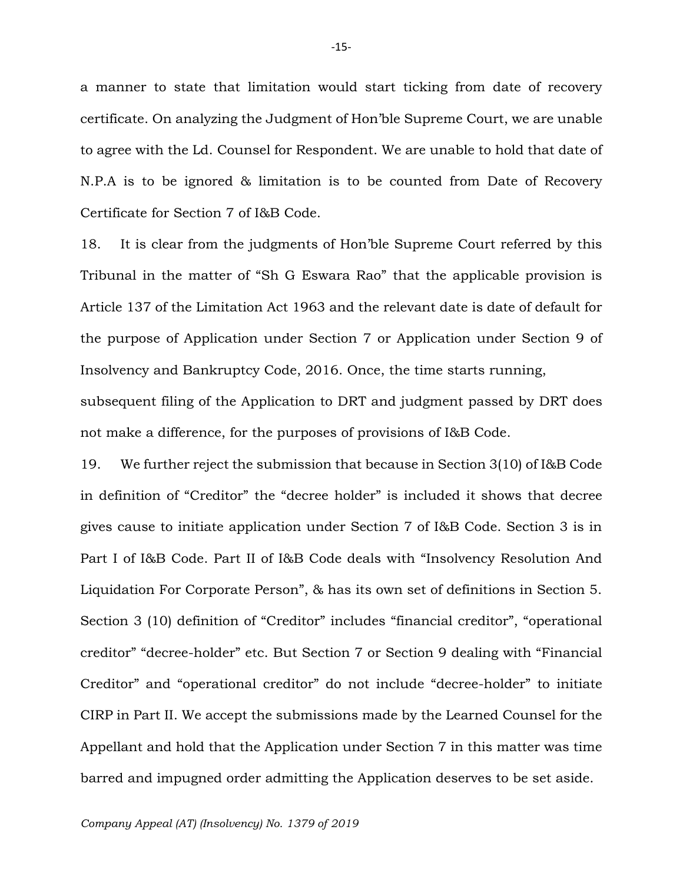a manner to state that limitation would start ticking from date of recovery certificate. On analyzing the Judgment of Hon'ble Supreme Court, we are unable to agree with the Ld. Counsel for Respondent. We are unable to hold that date of N.P.A is to be ignored & limitation is to be counted from Date of Recovery Certificate for Section 7 of I&B Code.

18. It is clear from the judgments of Hon'ble Supreme Court referred by this Tribunal in the matter of "Sh G Eswara Rao" that the applicable provision is Article 137 of the Limitation Act 1963 and the relevant date is date of default for the purpose of Application under Section 7 or Application under Section 9 of Insolvency and Bankruptcy Code, 2016. Once, the time starts running, subsequent filing of the Application to DRT and judgment passed by DRT does not make a difference, for the purposes of provisions of I&B Code.

19. We further reject the submission that because in Section 3(10) of I&B Code in definition of "Creditor" the "decree holder" is included it shows that decree gives cause to initiate application under Section 7 of I&B Code. Section 3 is in Part I of I&B Code. Part II of I&B Code deals with "Insolvency Resolution And Liquidation For Corporate Person", & has its own set of definitions in Section 5. Section 3 (10) definition of "Creditor" includes "financial creditor", "operational creditor" "decree-holder" etc. But Section 7 or Section 9 dealing with "Financial Creditor" and "operational creditor" do not include "decree-holder" to initiate CIRP in Part II. We accept the submissions made by the Learned Counsel for the Appellant and hold that the Application under Section 7 in this matter was time barred and impugned order admitting the Application deserves to be set aside.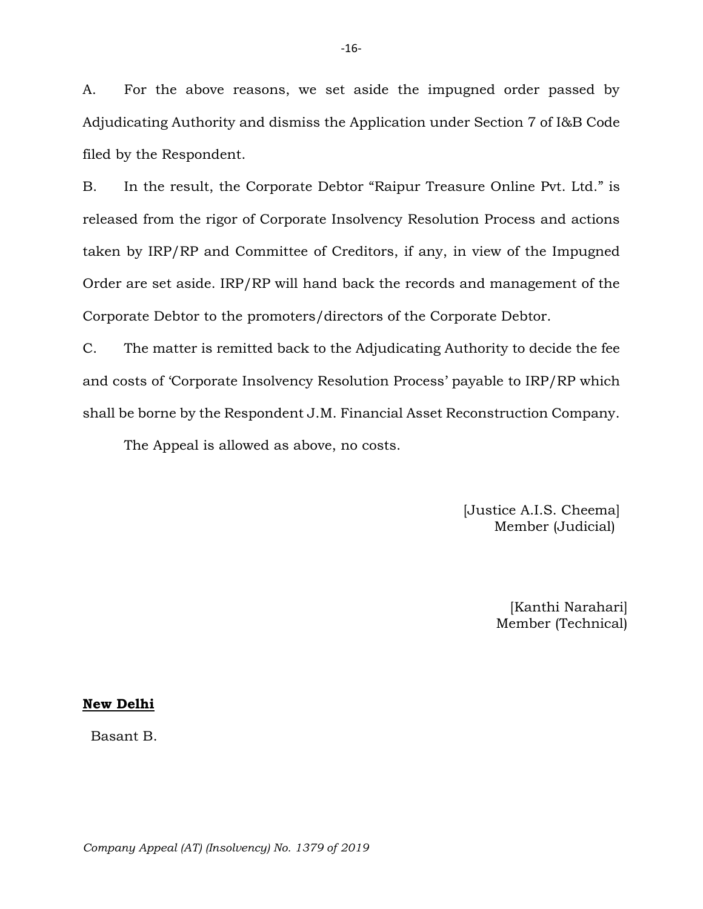A. For the above reasons, we set aside the impugned order passed by Adjudicating Authority and dismiss the Application under Section 7 of I&B Code filed by the Respondent.

B. In the result, the Corporate Debtor "Raipur Treasure Online Pvt. Ltd." is released from the rigor of Corporate Insolvency Resolution Process and actions taken by IRP/RP and Committee of Creditors, if any, in view of the Impugned Order are set aside. IRP/RP will hand back the records and management of the Corporate Debtor to the promoters/directors of the Corporate Debtor.

C. The matter is remitted back to the Adjudicating Authority to decide the fee and costs of 'Corporate Insolvency Resolution Process' payable to IRP/RP which shall be borne by the Respondent J.M. Financial Asset Reconstruction Company.

The Appeal is allowed as above, no costs.

[Justice A.I.S. Cheema]
Member (Judicial)

[Kanthi Narahari]
Member (Technical)

**New Delhi**

Basant B.

*Company Appeal (AT) (Insolvency) No. 1379 of 2019*